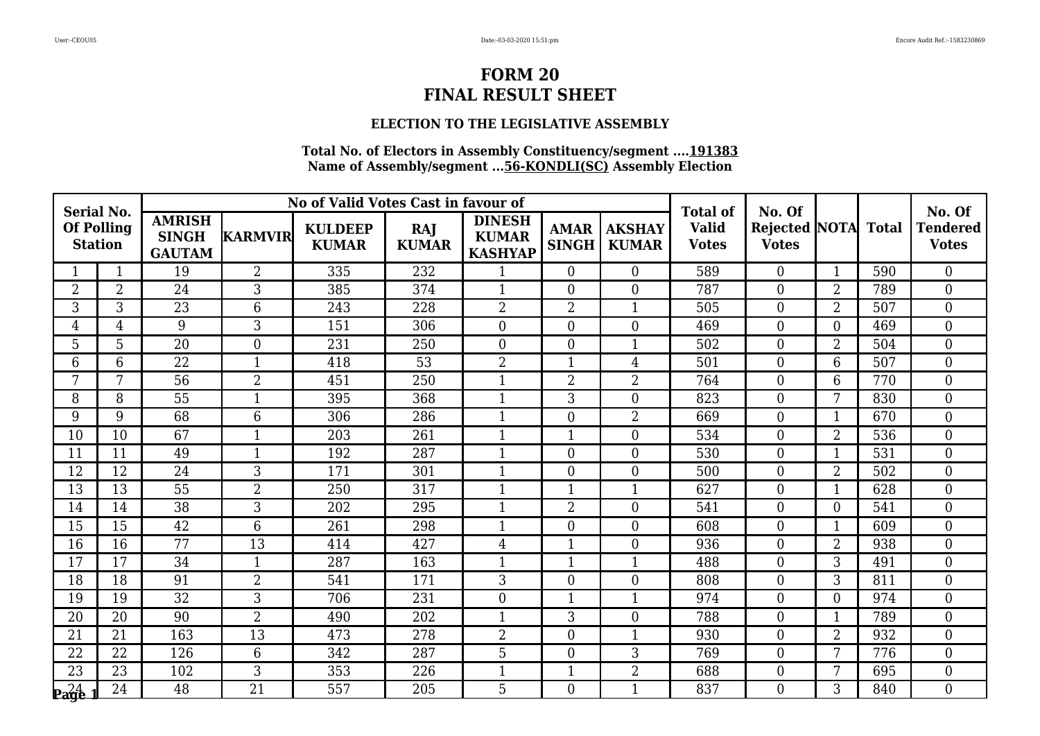# FORM 20
# FINAL RESULT SHEET

### ELECTION TO THE LEGISLATIVE ASSEMBLY

**Total No. of Electors in Assembly Constituency/segment ....191383**
**Name of Assembly/segment ...56-KONDLI(SC) Assembly Election**

| Serial No. Of Polling Station | | No of Valid Votes Cast in favour of | | | | | | | Total of Valid Votes | No. Of Rejected Votes | NOTA | Total | No. Of Tendered Votes |
|---|---|---|---|---|---|---|---|---|---|---|---|---|---|
| | | AMRISH SINGH GAUTAM | KARMVIR | KULDEEP KUMAR | RAJ KUMAR | DINESH KUMAR KASHYAP | AMAR SINGH | AKSHAY KUMAR | | | | | |
| 1 | 1 | 19 | 2 | 335 | 232 | 1 | 0 | 0 | 589 | 0 | 1 | 590 | 0 |
| 2 | 2 | 24 | 3 | 385 | 374 | 1 | 0 | 0 | 787 | 0 | 2 | 789 | 0 |
| 3 | 3 | 23 | 6 | 243 | 228 | 2 | 2 | 1 | 505 | 0 | 2 | 507 | 0 |
| 4 | 4 | 9 | 3 | 151 | 306 | 0 | 0 | 0 | 469 | 0 | 0 | 469 | 0 |
| 5 | 5 | 20 | 0 | 231 | 250 | 0 | 0 | 1 | 502 | 0 | 2 | 504 | 0 |
| 6 | 6 | 22 | 1 | 418 | 53 | 2 | 1 | 4 | 501 | 0 | 6 | 507 | 0 |
| 7 | 7 | 56 | 2 | 451 | 250 | 1 | 2 | 2 | 764 | 0 | 6 | 770 | 0 |
| 8 | 8 | 55 | 1 | 395 | 368 | 1 | 3 | 0 | 823 | 0 | 7 | 830 | 0 |
| 9 | 9 | 68 | 6 | 306 | 286 | 1 | 0 | 2 | 669 | 0 | 1 | 670 | 0 |
| 10 | 10 | 67 | 1 | 203 | 261 | 1 | 1 | 0 | 534 | 0 | 2 | 536 | 0 |
| 11 | 11 | 49 | 1 | 192 | 287 | 1 | 0 | 0 | 530 | 0 | 1 | 531 | 0 |
| 12 | 12 | 24 | 3 | 171 | 301 | 1 | 0 | 0 | 500 | 0 | 2 | 502 | 0 |
| 13 | 13 | 55 | 2 | 250 | 317 | 1 | 1 | 1 | 627 | 0 | 1 | 628 | 0 |
| 14 | 14 | 38 | 3 | 202 | 295 | 1 | 2 | 0 | 541 | 0 | 0 | 541 | 0 |
| 15 | 15 | 42 | 6 | 261 | 298 | 1 | 0 | 0 | 608 | 0 | 1 | 609 | 0 |
| 16 | 16 | 77 | 13 | 414 | 427 | 4 | 1 | 0 | 936 | 0 | 2 | 938 | 0 |
| 17 | 17 | 34 | 1 | 287 | 163 | 1 | 1 | 1 | 488 | 0 | 3 | 491 | 0 |
| 18 | 18 | 91 | 2 | 541 | 171 | 3 | 0 | 0 | 808 | 0 | 3 | 811 | 0 |
| 19 | 19 | 32 | 3 | 706 | 231 | 0 | 1 | 1 | 974 | 0 | 0 | 974 | 0 |
| 20 | 20 | 90 | 2 | 490 | 202 | 1 | 3 | 0 | 788 | 0 | 1 | 789 | 0 |
| 21 | 21 | 163 | 13 | 473 | 278 | 2 | 0 | 1 | 930 | 0 | 2 | 932 | 0 |
| 22 | 22 | 126 | 6 | 342 | 287 | 5 | 0 | 3 | 769 | 0 | 7 | 776 | 0 |
| 23 | 23 | 102 | 3 | 353 | 226 | 1 | 1 | 2 | 688 | 0 | 7 | 695 | 0 |
| 24 | 24 | 48 | 21 | 557 | 205 | 5 | 0 | 1 | 837 | 0 | 3 | 840 | 0 |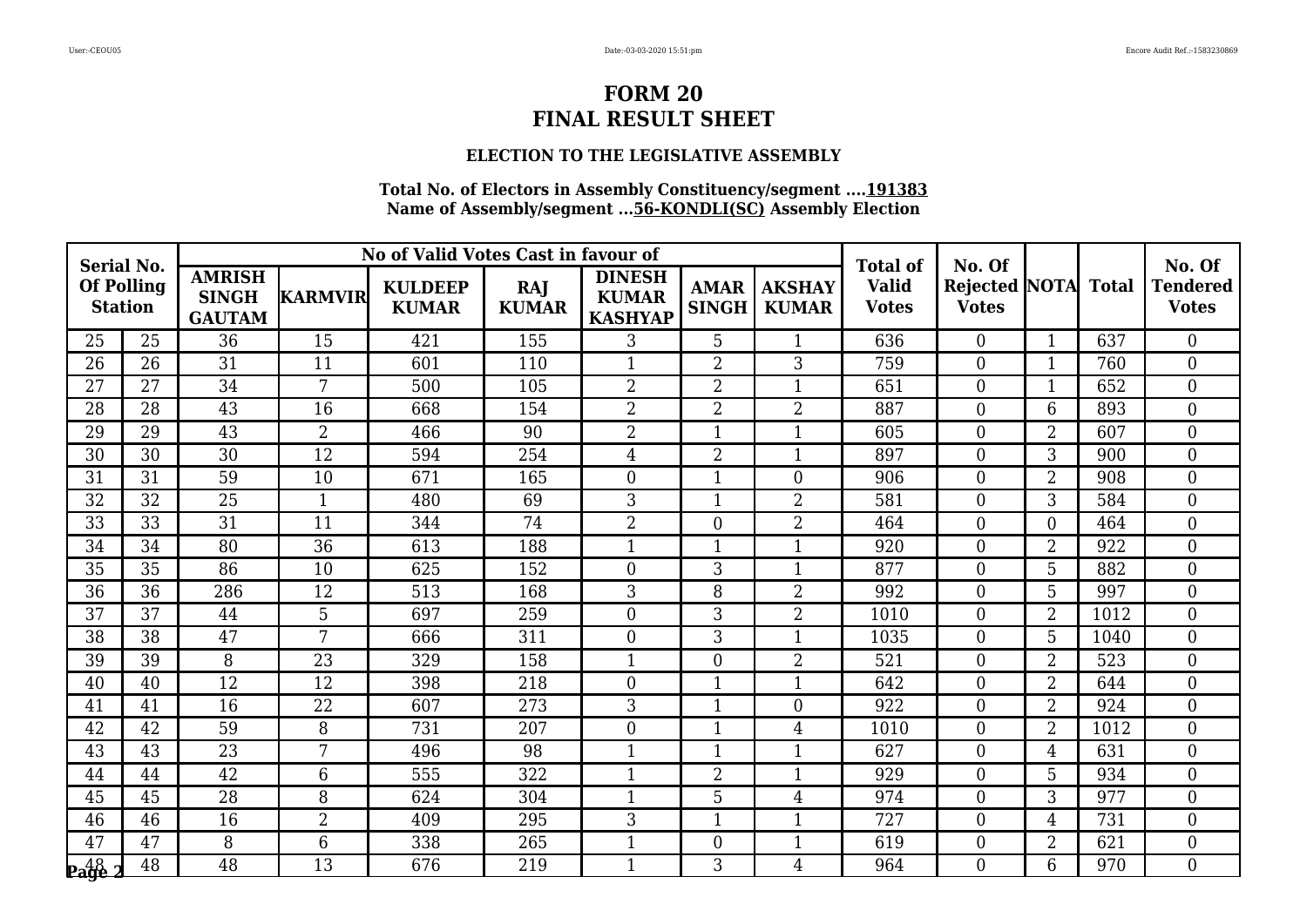# FORM 20
# FINAL RESULT SHEET

### ELECTION TO THE LEGISLATIVE ASSEMBLY

**Total No. of Electors in Assembly Constituency/segment ....191383**
**Name of Assembly/segment ...56-KONDLI(SC) Assembly Election**

| Serial No. Of Polling Station | | No of Valid Votes Cast in favour of | | | | | | | Total of Valid Votes | No. Of Rejected Votes | NOTA | Total | No. Of Tendered Votes |
|---|---|---|---|---|---|---|---|---|---|---|---|---|---|
| | | AMRISH SINGH GAUTAM | KARMVIR | KULDEEP KUMAR | RAJ KUMAR | DINESH KUMAR KASHYAP | AMAR SINGH | AKSHAY KUMAR | | | | | |
| 25 | 25 | 36 | 15 | 421 | 155 | 3 | 5 | 1 | 636 | 0 | 1 | 637 | 0 |
| 26 | 26 | 31 | 11 | 601 | 110 | 1 | 2 | 3 | 759 | 0 | 1 | 760 | 0 |
| 27 | 27 | 34 | 7 | 500 | 105 | 2 | 2 | 1 | 651 | 0 | 1 | 652 | 0 |
| 28 | 28 | 43 | 16 | 668 | 154 | 2 | 2 | 2 | 887 | 0 | 6 | 893 | 0 |
| 29 | 29 | 43 | 2 | 466 | 90 | 2 | 1 | 1 | 605 | 0 | 2 | 607 | 0 |
| 30 | 30 | 30 | 12 | 594 | 254 | 4 | 2 | 1 | 897 | 0 | 3 | 900 | 0 |
| 31 | 31 | 59 | 10 | 671 | 165 | 0 | 1 | 0 | 906 | 0 | 2 | 908 | 0 |
| 32 | 32 | 25 | 1 | 480 | 69 | 3 | 1 | 2 | 581 | 0 | 3 | 584 | 0 |
| 33 | 33 | 31 | 11 | 344 | 74 | 2 | 0 | 2 | 464 | 0 | 0 | 464 | 0 |
| 34 | 34 | 80 | 36 | 613 | 188 | 1 | 1 | 1 | 920 | 0 | 2 | 922 | 0 |
| 35 | 35 | 86 | 10 | 625 | 152 | 0 | 3 | 1 | 877 | 0 | 5 | 882 | 0 |
| 36 | 36 | 286 | 12 | 513 | 168 | 3 | 8 | 2 | 992 | 0 | 5 | 997 | 0 |
| 37 | 37 | 44 | 5 | 697 | 259 | 0 | 3 | 2 | 1010 | 0 | 2 | 1012 | 0 |
| 38 | 38 | 47 | 7 | 666 | 311 | 0 | 3 | 1 | 1035 | 0 | 5 | 1040 | 0 |
| 39 | 39 | 8 | 23 | 329 | 158 | 1 | 0 | 2 | 521 | 0 | 2 | 523 | 0 |
| 40 | 40 | 12 | 12 | 398 | 218 | 0 | 1 | 1 | 642 | 0 | 2 | 644 | 0 |
| 41 | 41 | 16 | 22 | 607 | 273 | 3 | 1 | 0 | 922 | 0 | 2 | 924 | 0 |
| 42 | 42 | 59 | 8 | 731 | 207 | 0 | 1 | 4 | 1010 | 0 | 2 | 1012 | 0 |
| 43 | 43 | 23 | 7 | 496 | 98 | 1 | 1 | 1 | 627 | 0 | 4 | 631 | 0 |
| 44 | 44 | 42 | 6 | 555 | 322 | 1 | 2 | 1 | 929 | 0 | 5 | 934 | 0 |
| 45 | 45 | 28 | 8 | 624 | 304 | 1 | 5 | 4 | 974 | 0 | 3 | 977 | 0 |
| 46 | 46 | 16 | 2 | 409 | 295 | 3 | 1 | 1 | 727 | 0 | 4 | 731 | 0 |
| 47 | 47 | 8 | 6 | 338 | 265 | 1 | 0 | 1 | 619 | 0 | 2 | 621 | 0 |
| 48 | 48 | 48 | 13 | 676 | 219 | 1 | 3 | 4 | 964 | 0 | 6 | 970 | 0 |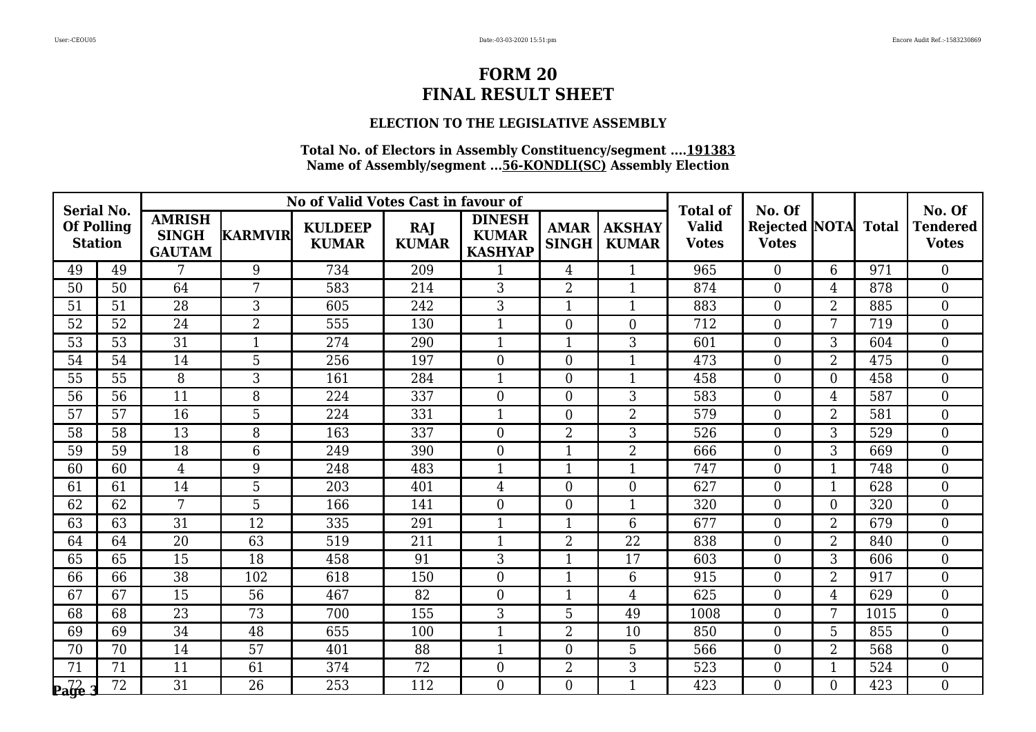# FORM 20
# FINAL RESULT SHEET

### ELECTION TO THE LEGISLATIVE ASSEMBLY

**Total No. of Electors in Assembly Constituency/segment ....191383**
**Name of Assembly/segment ...56-KONDLI(SC) Assembly Election**

| Serial No. Of Polling Station | | No of Valid Votes Cast in favour of | | | | | | | Total of Valid Votes | No. Of Rejected Votes | NOTA | Total | No. Of Tendered Votes |
|---|---|---|---|---|---|---|---|---|---|---|---|---|---|
| | | AMRISH SINGH GAUTAM | KARMVIR | KULDEEP KUMAR | RAJ KUMAR | DINESH KUMAR KASHYAP | AMAR SINGH | AKSHAY KUMAR | | | | | |
| 49 | 49 | 7 | 9 | 734 | 209 | 1 | 4 | 1 | 965 | 0 | 6 | 971 | 0 |
| 50 | 50 | 64 | 7 | 583 | 214 | 3 | 2 | 1 | 874 | 0 | 4 | 878 | 0 |
| 51 | 51 | 28 | 3 | 605 | 242 | 3 | 1 | 1 | 883 | 0 | 2 | 885 | 0 |
| 52 | 52 | 24 | 2 | 555 | 130 | 1 | 0 | 0 | 712 | 0 | 7 | 719 | 0 |
| 53 | 53 | 31 | 1 | 274 | 290 | 1 | 1 | 3 | 601 | 0 | 3 | 604 | 0 |
| 54 | 54 | 14 | 5 | 256 | 197 | 0 | 0 | 1 | 473 | 0 | 2 | 475 | 0 |
| 55 | 55 | 8 | 3 | 161 | 284 | 1 | 0 | 1 | 458 | 0 | 0 | 458 | 0 |
| 56 | 56 | 11 | 8 | 224 | 337 | 0 | 0 | 3 | 583 | 0 | 4 | 587 | 0 |
| 57 | 57 | 16 | 5 | 224 | 331 | 1 | 0 | 2 | 579 | 0 | 2 | 581 | 0 |
| 58 | 58 | 13 | 8 | 163 | 337 | 0 | 2 | 3 | 526 | 0 | 3 | 529 | 0 |
| 59 | 59 | 18 | 6 | 249 | 390 | 0 | 1 | 2 | 666 | 0 | 3 | 669 | 0 |
| 60 | 60 | 4 | 9 | 248 | 483 | 1 | 1 | 1 | 747 | 0 | 1 | 748 | 0 |
| 61 | 61 | 14 | 5 | 203 | 401 | 4 | 0 | 0 | 627 | 0 | 1 | 628 | 0 |
| 62 | 62 | 7 | 5 | 166 | 141 | 0 | 0 | 1 | 320 | 0 | 0 | 320 | 0 |
| 63 | 63 | 31 | 12 | 335 | 291 | 1 | 1 | 6 | 677 | 0 | 2 | 679 | 0 |
| 64 | 64 | 20 | 63 | 519 | 211 | 1 | 2 | 22 | 838 | 0 | 2 | 840 | 0 |
| 65 | 65 | 15 | 18 | 458 | 91 | 3 | 1 | 17 | 603 | 0 | 3 | 606 | 0 |
| 66 | 66 | 38 | 102 | 618 | 150 | 0 | 1 | 6 | 915 | 0 | 2 | 917 | 0 |
| 67 | 67 | 15 | 56 | 467 | 82 | 0 | 1 | 4 | 625 | 0 | 4 | 629 | 0 |
| 68 | 68 | 23 | 73 | 700 | 155 | 3 | 5 | 49 | 1008 | 0 | 7 | 1015 | 0 |
| 69 | 69 | 34 | 48 | 655 | 100 | 1 | 2 | 10 | 850 | 0 | 5 | 855 | 0 |
| 70 | 70 | 14 | 57 | 401 | 88 | 1 | 0 | 5 | 566 | 0 | 2 | 568 | 0 |
| 71 | 71 | 11 | 61 | 374 | 72 | 0 | 2 | 3 | 523 | 0 | 1 | 524 | 0 |
| 72 | 72 | 31 | 26 | 253 | 112 | 0 | 0 | 1 | 423 | 0 | 0 | 423 | 0 |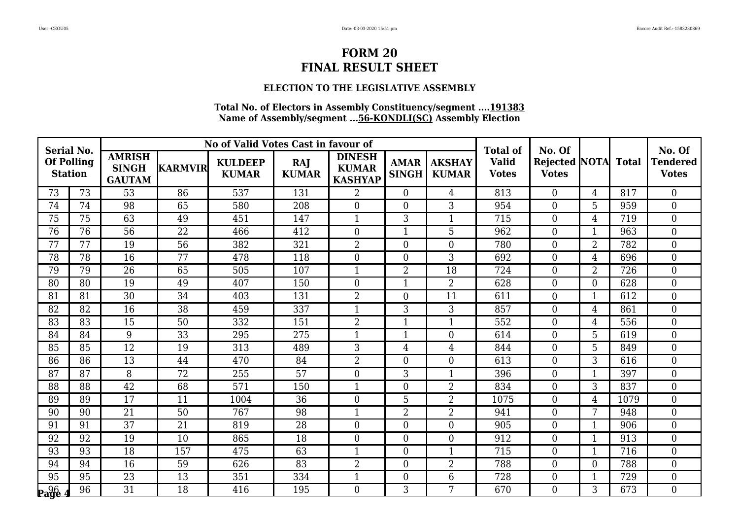# FORM 20
# FINAL RESULT SHEET

### ELECTION TO THE LEGISLATIVE ASSEMBLY

**Total No. of Electors in Assembly Constituency/segment ....191383**
**Name of Assembly/segment ...56-KONDLI(SC) Assembly Election**

| Serial No. Of Polling Station | | No of Valid Votes Cast in favour of | | | | | | | Total of Valid Votes | No. Of Rejected Votes | NOTA | Total | No. Of Tendered Votes |
|---|---|---|---|---|---|---|---|---|---|---|---|---|---|
| | | AMRISH SINGH GAUTAM | KARMVIR | KULDEEP KUMAR | RAJ KUMAR | DINESH KUMAR KASHYAP | AMAR SINGH | AKSHAY KUMAR | | | | | |
| 73 | 73 | 53 | 86 | 537 | 131 | 2 | 0 | 4 | 813 | 0 | 4 | 817 | 0 |
| 74 | 74 | 98 | 65 | 580 | 208 | 0 | 0 | 3 | 954 | 0 | 5 | 959 | 0 |
| 75 | 75 | 63 | 49 | 451 | 147 | 1 | 3 | 1 | 715 | 0 | 4 | 719 | 0 |
| 76 | 76 | 56 | 22 | 466 | 412 | 0 | 1 | 5 | 962 | 0 | 1 | 963 | 0 |
| 77 | 77 | 19 | 56 | 382 | 321 | 2 | 0 | 0 | 780 | 0 | 2 | 782 | 0 |
| 78 | 78 | 16 | 77 | 478 | 118 | 0 | 0 | 3 | 692 | 0 | 4 | 696 | 0 |
| 79 | 79 | 26 | 65 | 505 | 107 | 1 | 2 | 18 | 724 | 0 | 2 | 726 | 0 |
| 80 | 80 | 19 | 49 | 407 | 150 | 0 | 1 | 2 | 628 | 0 | 0 | 628 | 0 |
| 81 | 81 | 30 | 34 | 403 | 131 | 2 | 0 | 11 | 611 | 0 | 1 | 612 | 0 |
| 82 | 82 | 16 | 38 | 459 | 337 | 1 | 3 | 3 | 857 | 0 | 4 | 861 | 0 |
| 83 | 83 | 15 | 50 | 332 | 151 | 2 | 1 | 1 | 552 | 0 | 4 | 556 | 0 |
| 84 | 84 | 9 | 33 | 295 | 275 | 1 | 1 | 0 | 614 | 0 | 5 | 619 | 0 |
| 85 | 85 | 12 | 19 | 313 | 489 | 3 | 4 | 4 | 844 | 0 | 5 | 849 | 0 |
| 86 | 86 | 13 | 44 | 470 | 84 | 2 | 0 | 0 | 613 | 0 | 3 | 616 | 0 |
| 87 | 87 | 8 | 72 | 255 | 57 | 0 | 3 | 1 | 396 | 0 | 1 | 397 | 0 |
| 88 | 88 | 42 | 68 | 571 | 150 | 1 | 0 | 2 | 834 | 0 | 3 | 837 | 0 |
| 89 | 89 | 17 | 11 | 1004 | 36 | 0 | 5 | 2 | 1075 | 0 | 4 | 1079 | 0 |
| 90 | 90 | 21 | 50 | 767 | 98 | 1 | 2 | 2 | 941 | 0 | 7 | 948 | 0 |
| 91 | 91 | 37 | 21 | 819 | 28 | 0 | 0 | 0 | 905 | 0 | 1 | 906 | 0 |
| 92 | 92 | 19 | 10 | 865 | 18 | 0 | 0 | 0 | 912 | 0 | 1 | 913 | 0 |
| 93 | 93 | 18 | 157 | 475 | 63 | 1 | 0 | 1 | 715 | 0 | 1 | 716 | 0 |
| 94 | 94 | 16 | 59 | 626 | 83 | 2 | 0 | 2 | 788 | 0 | 0 | 788 | 0 |
| 95 | 95 | 23 | 13 | 351 | 334 | 1 | 0 | 6 | 728 | 0 | 1 | 729 | 0 |
| 96 | 96 | 31 | 18 | 416 | 195 | 0 | 3 | 7 | 670 | 0 | 3 | 673 | 0 |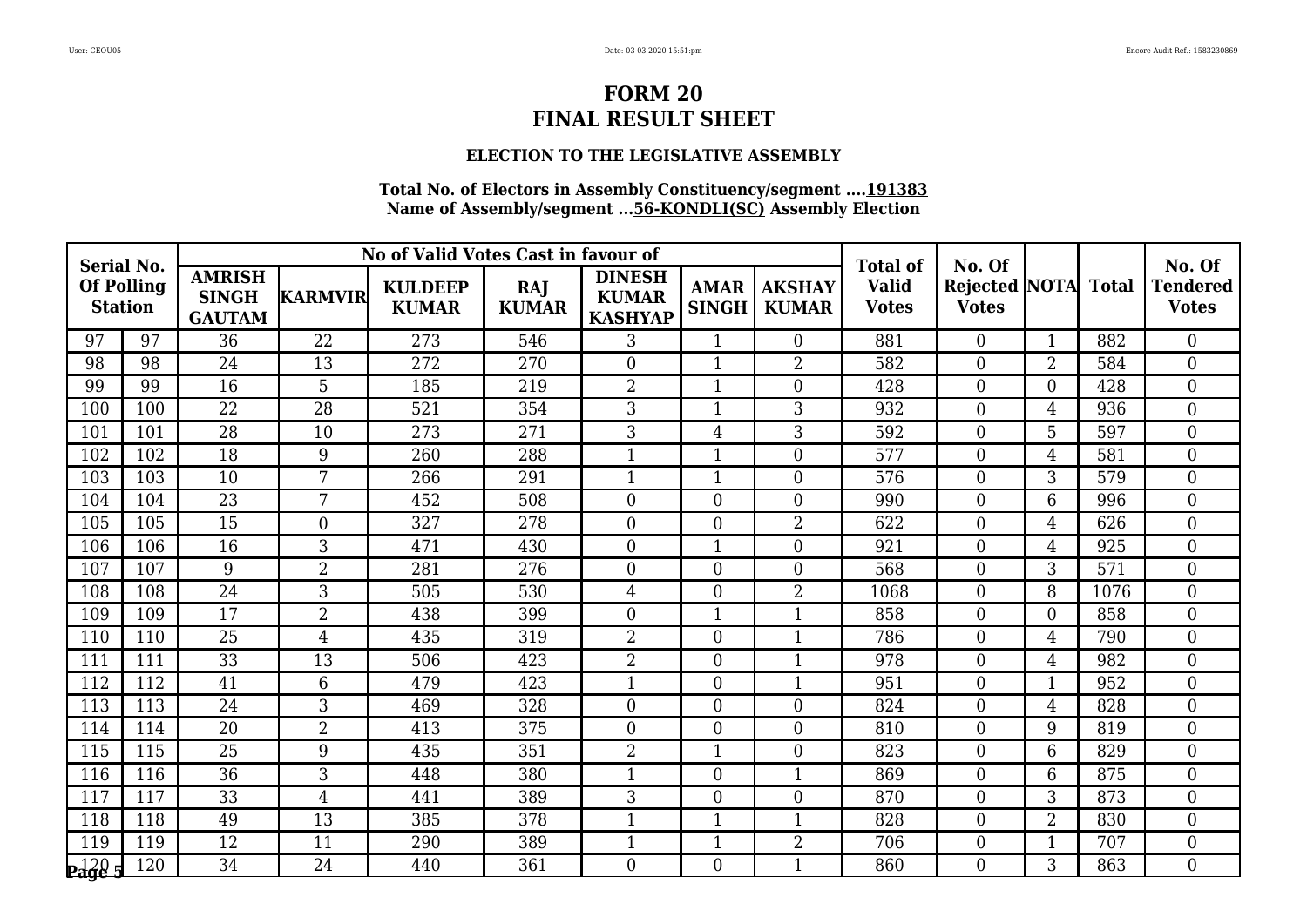# FORM 20
# FINAL RESULT SHEET

### ELECTION TO THE LEGISLATIVE ASSEMBLY

**Total No. of Electors in Assembly Constituency/segment ....191383**
**Name of Assembly/segment ...56-KONDLI(SC) Assembly Election**

| Serial No. Of Polling Station | | No of Valid Votes Cast in favour of | | | | | | | Total of Valid Votes | No. Of Rejected Votes | NOTA | Total | No. Of Tendered Votes |
|---|---|---|---|---|---|---|---|---|---|---|---|---|---|
| | | AMRISH SINGH GAUTAM | KARMVIR | KULDEEP KUMAR | RAJ KUMAR | DINESH KUMAR KASHYAP | AMAR SINGH | AKSHAY KUMAR | | | | | |
| 97 | 97 | 36 | 22 | 273 | 546 | 3 | 1 | 0 | 881 | 0 | 1 | 882 | 0 |
| 98 | 98 | 24 | 13 | 272 | 270 | 0 | 1 | 2 | 582 | 0 | 2 | 584 | 0 |
| 99 | 99 | 16 | 5 | 185 | 219 | 2 | 1 | 0 | 428 | 0 | 0 | 428 | 0 |
| 100 | 100 | 22 | 28 | 521 | 354 | 3 | 1 | 3 | 932 | 0 | 4 | 936 | 0 |
| 101 | 101 | 28 | 10 | 273 | 271 | 3 | 4 | 3 | 592 | 0 | 5 | 597 | 0 |
| 102 | 102 | 18 | 9 | 260 | 288 | 1 | 1 | 0 | 577 | 0 | 4 | 581 | 0 |
| 103 | 103 | 10 | 7 | 266 | 291 | 1 | 1 | 0 | 576 | 0 | 3 | 579 | 0 |
| 104 | 104 | 23 | 7 | 452 | 508 | 0 | 0 | 0 | 990 | 0 | 6 | 996 | 0 |
| 105 | 105 | 15 | 0 | 327 | 278 | 0 | 0 | 2 | 622 | 0 | 4 | 626 | 0 |
| 106 | 106 | 16 | 3 | 471 | 430 | 0 | 1 | 0 | 921 | 0 | 4 | 925 | 0 |
| 107 | 107 | 9 | 2 | 281 | 276 | 0 | 0 | 0 | 568 | 0 | 3 | 571 | 0 |
| 108 | 108 | 24 | 3 | 505 | 530 | 4 | 0 | 2 | 1068 | 0 | 8 | 1076 | 0 |
| 109 | 109 | 17 | 2 | 438 | 399 | 0 | 1 | 1 | 858 | 0 | 0 | 858 | 0 |
| 110 | 110 | 25 | 4 | 435 | 319 | 2 | 0 | 1 | 786 | 0 | 4 | 790 | 0 |
| 111 | 111 | 33 | 13 | 506 | 423 | 2 | 0 | 1 | 978 | 0 | 4 | 982 | 0 |
| 112 | 112 | 41 | 6 | 479 | 423 | 1 | 0 | 1 | 951 | 0 | 1 | 952 | 0 |
| 113 | 113 | 24 | 3 | 469 | 328 | 0 | 0 | 0 | 824 | 0 | 4 | 828 | 0 |
| 114 | 114 | 20 | 2 | 413 | 375 | 0 | 0 | 0 | 810 | 0 | 9 | 819 | 0 |
| 115 | 115 | 25 | 9 | 435 | 351 | 2 | 1 | 0 | 823 | 0 | 6 | 829 | 0 |
| 116 | 116 | 36 | 3 | 448 | 380 | 1 | 0 | 1 | 869 | 0 | 6 | 875 | 0 |
| 117 | 117 | 33 | 4 | 441 | 389 | 3 | 0 | 0 | 870 | 0 | 3 | 873 | 0 |
| 118 | 118 | 49 | 13 | 385 | 378 | 1 | 1 | 1 | 828 | 0 | 2 | 830 | 0 |
| 119 | 119 | 12 | 11 | 290 | 389 | 1 | 1 | 2 | 706 | 0 | 1 | 707 | 0 |
| 120 | 120 | 34 | 24 | 440 | 361 | 0 | 0 | 1 | 860 | 0 | 3 | 863 | 0 |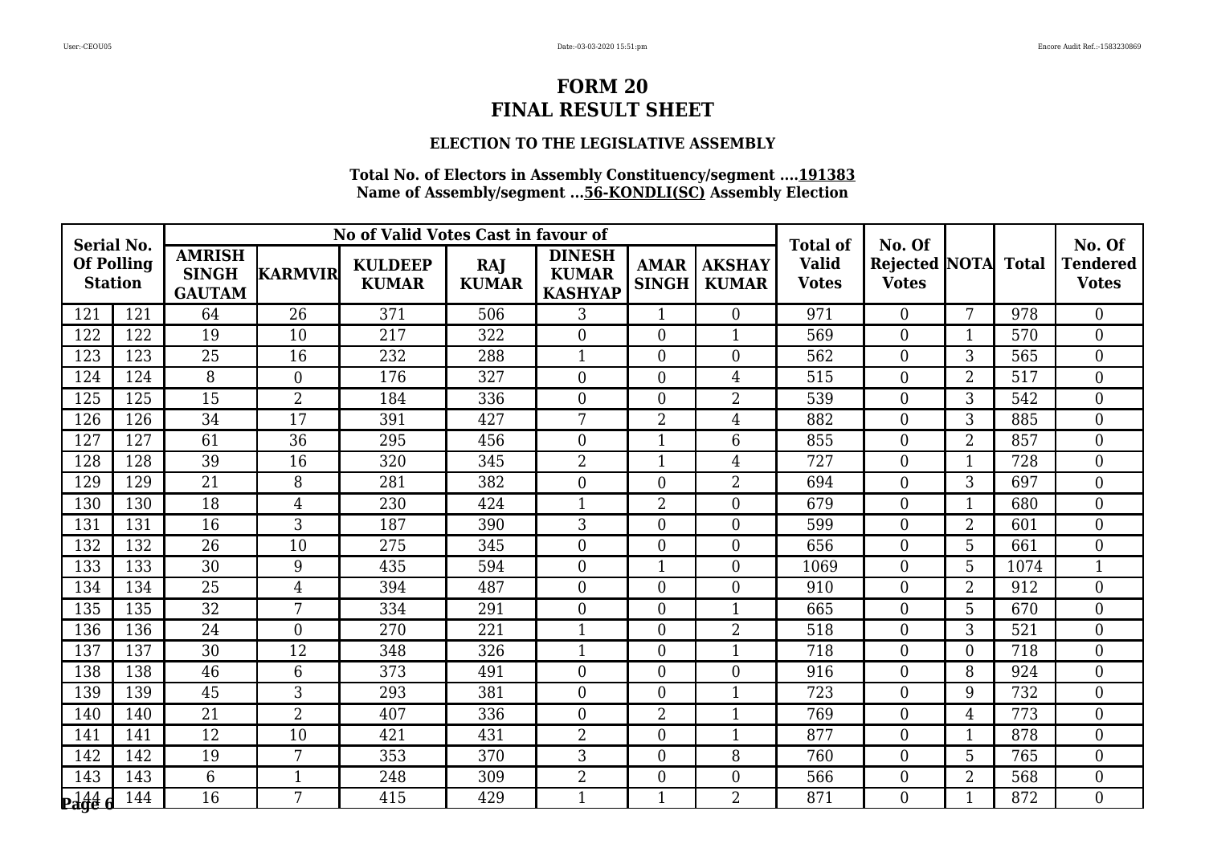# FORM 20
# FINAL RESULT SHEET

### ELECTION TO THE LEGISLATIVE ASSEMBLY

**Total No. of Electors in Assembly Constituency/segment ....191383**
**Name of Assembly/segment ...56-KONDLI(SC) Assembly Election**

| Serial No. Of Polling Station | | No of Valid Votes Cast in favour of | | | | | | | Total of Valid Votes | No. Of Rejected Votes | NOTA | Total | No. Of Tendered Votes |
|---|---|---|---|---|---|---|---|---|---|---|---|---|---|
| | | AMRISH SINGH GAUTAM | KARMVIR | KULDEEP KUMAR | RAJ KUMAR | DINESH KUMAR KASHYAP | AMAR SINGH | AKSHAY KUMAR | | | | | |
| 121 | 121 | 64 | 26 | 371 | 506 | 3 | 1 | 0 | 971 | 0 | 7 | 978 | 0 |
| 122 | 122 | 19 | 10 | 217 | 322 | 0 | 0 | 1 | 569 | 0 | 1 | 570 | 0 |
| 123 | 123 | 25 | 16 | 232 | 288 | 1 | 0 | 0 | 562 | 0 | 3 | 565 | 0 |
| 124 | 124 | 8 | 0 | 176 | 327 | 0 | 0 | 4 | 515 | 0 | 2 | 517 | 0 |
| 125 | 125 | 15 | 2 | 184 | 336 | 0 | 0 | 2 | 539 | 0 | 3 | 542 | 0 |
| 126 | 126 | 34 | 17 | 391 | 427 | 7 | 2 | 4 | 882 | 0 | 3 | 885 | 0 |
| 127 | 127 | 61 | 36 | 295 | 456 | 0 | 1 | 6 | 855 | 0 | 2 | 857 | 0 |
| 128 | 128 | 39 | 16 | 320 | 345 | 2 | 1 | 4 | 727 | 0 | 1 | 728 | 0 |
| 129 | 129 | 21 | 8 | 281 | 382 | 0 | 0 | 2 | 694 | 0 | 3 | 697 | 0 |
| 130 | 130 | 18 | 4 | 230 | 424 | 1 | 2 | 0 | 679 | 0 | 1 | 680 | 0 |
| 131 | 131 | 16 | 3 | 187 | 390 | 3 | 0 | 0 | 599 | 0 | 2 | 601 | 0 |
| 132 | 132 | 26 | 10 | 275 | 345 | 0 | 0 | 0 | 656 | 0 | 5 | 661 | 0 |
| 133 | 133 | 30 | 9 | 435 | 594 | 0 | 1 | 0 | 1069 | 0 | 5 | 1074 | 1 |
| 134 | 134 | 25 | 4 | 394 | 487 | 0 | 0 | 0 | 910 | 0 | 2 | 912 | 0 |
| 135 | 135 | 32 | 7 | 334 | 291 | 0 | 0 | 1 | 665 | 0 | 5 | 670 | 0 |
| 136 | 136 | 24 | 0 | 270 | 221 | 1 | 0 | 2 | 518 | 0 | 3 | 521 | 0 |
| 137 | 137 | 30 | 12 | 348 | 326 | 1 | 0 | 1 | 718 | 0 | 0 | 718 | 0 |
| 138 | 138 | 46 | 6 | 373 | 491 | 0 | 0 | 0 | 916 | 0 | 8 | 924 | 0 |
| 139 | 139 | 45 | 3 | 293 | 381 | 0 | 0 | 1 | 723 | 0 | 9 | 732 | 0 |
| 140 | 140 | 21 | 2 | 407 | 336 | 0 | 2 | 1 | 769 | 0 | 4 | 773 | 0 |
| 141 | 141 | 12 | 10 | 421 | 431 | 2 | 0 | 1 | 877 | 0 | 1 | 878 | 0 |
| 142 | 142 | 19 | 7 | 353 | 370 | 3 | 0 | 8 | 760 | 0 | 5 | 765 | 0 |
| 143 | 143 | 6 | 1 | 248 | 309 | 2 | 0 | 0 | 566 | 0 | 2 | 568 | 0 |
| 144 | 144 | 16 | 7 | 415 | 429 | 1 | 1 | 2 | 871 | 0 | 1 | 872 | 0 |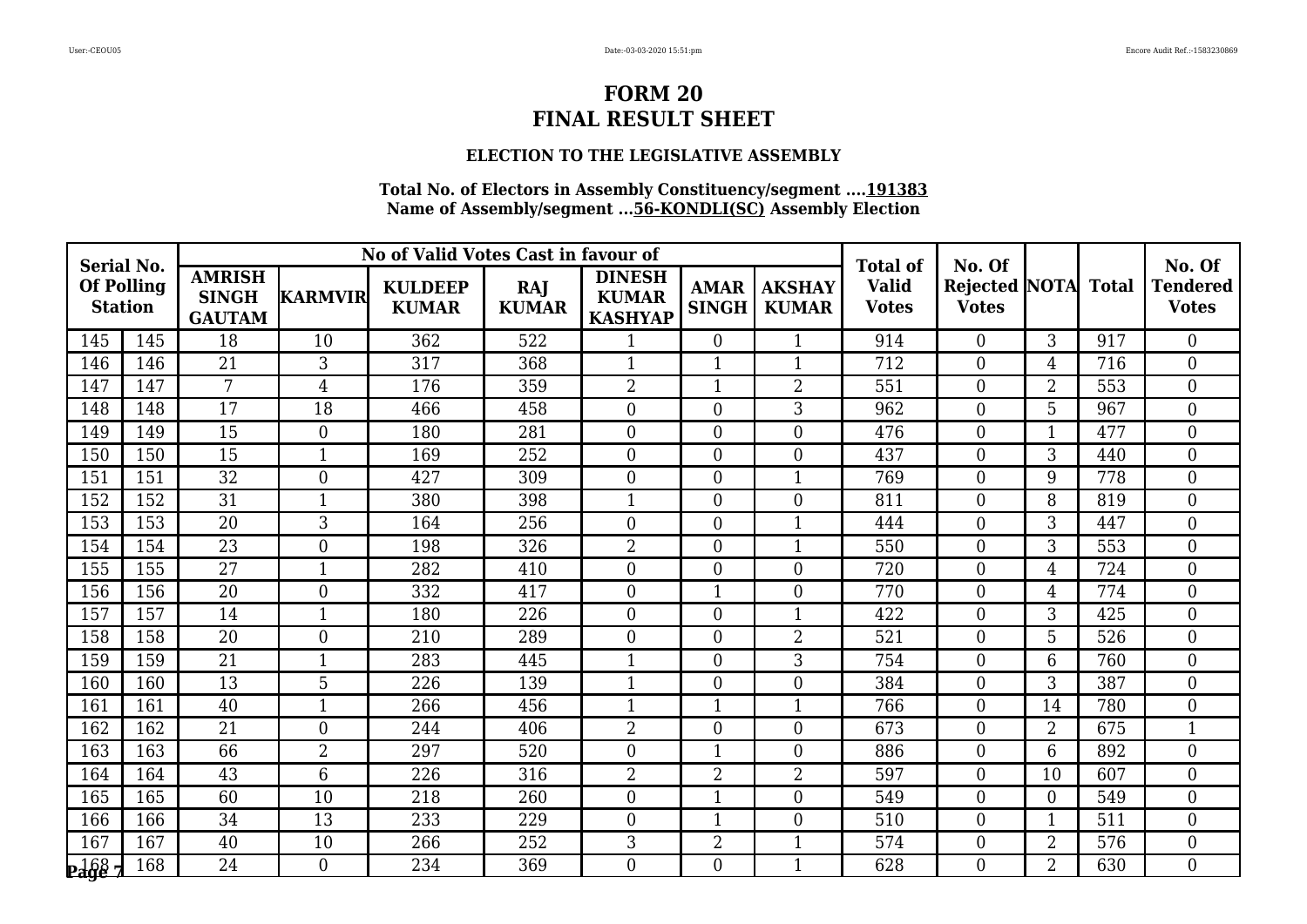# FORM 20
# FINAL RESULT SHEET

### ELECTION TO THE LEGISLATIVE ASSEMBLY

**Total No. of Electors in Assembly Constituency/segment ....191383**
**Name of Assembly/segment ...56-KONDLI(SC) Assembly Election**

| Serial No. Of Polling Station | | No of Valid Votes Cast in favour of | | | | | | | Total of Valid Votes | No. Of Rejected Votes | NOTA | Total | No. Of Tendered Votes |
|---|---|---|---|---|---|---|---|---|---|---|---|---|---|
| | | AMRISH SINGH GAUTAM | KARMVIR | KULDEEP KUMAR | RAJ KUMAR | DINESH KUMAR KASHYAP | AMAR SINGH | AKSHAY KUMAR | | | | | |
| 145 | 145 | 18 | 10 | 362 | 522 | 1 | 0 | 1 | 914 | 0 | 3 | 917 | 0 |
| 146 | 146 | 21 | 3 | 317 | 368 | 1 | 1 | 1 | 712 | 0 | 4 | 716 | 0 |
| 147 | 147 | 7 | 4 | 176 | 359 | 2 | 1 | 2 | 551 | 0 | 2 | 553 | 0 |
| 148 | 148 | 17 | 18 | 466 | 458 | 0 | 0 | 3 | 962 | 0 | 5 | 967 | 0 |
| 149 | 149 | 15 | 0 | 180 | 281 | 0 | 0 | 0 | 476 | 0 | 1 | 477 | 0 |
| 150 | 150 | 15 | 1 | 169 | 252 | 0 | 0 | 0 | 437 | 0 | 3 | 440 | 0 |
| 151 | 151 | 32 | 0 | 427 | 309 | 0 | 0 | 1 | 769 | 0 | 9 | 778 | 0 |
| 152 | 152 | 31 | 1 | 380 | 398 | 1 | 0 | 0 | 811 | 0 | 8 | 819 | 0 |
| 153 | 153 | 20 | 3 | 164 | 256 | 0 | 0 | 1 | 444 | 0 | 3 | 447 | 0 |
| 154 | 154 | 23 | 0 | 198 | 326 | 2 | 0 | 1 | 550 | 0 | 3 | 553 | 0 |
| 155 | 155 | 27 | 1 | 282 | 410 | 0 | 0 | 0 | 720 | 0 | 4 | 724 | 0 |
| 156 | 156 | 20 | 0 | 332 | 417 | 0 | 1 | 0 | 770 | 0 | 4 | 774 | 0 |
| 157 | 157 | 14 | 1 | 180 | 226 | 0 | 0 | 1 | 422 | 0 | 3 | 425 | 0 |
| 158 | 158 | 20 | 0 | 210 | 289 | 0 | 0 | 2 | 521 | 0 | 5 | 526 | 0 |
| 159 | 159 | 21 | 1 | 283 | 445 | 1 | 0 | 3 | 754 | 0 | 6 | 760 | 0 |
| 160 | 160 | 13 | 5 | 226 | 139 | 1 | 0 | 0 | 384 | 0 | 3 | 387 | 0 |
| 161 | 161 | 40 | 1 | 266 | 456 | 1 | 1 | 1 | 766 | 0 | 14 | 780 | 0 |
| 162 | 162 | 21 | 0 | 244 | 406 | 2 | 0 | 0 | 673 | 0 | 2 | 675 | 1 |
| 163 | 163 | 66 | 2 | 297 | 520 | 0 | 1 | 0 | 886 | 0 | 6 | 892 | 0 |
| 164 | 164 | 43 | 6 | 226 | 316 | 2 | 2 | 2 | 597 | 0 | 10 | 607 | 0 |
| 165 | 165 | 60 | 10 | 218 | 260 | 0 | 1 | 0 | 549 | 0 | 0 | 549 | 0 |
| 166 | 166 | 34 | 13 | 233 | 229 | 0 | 1 | 0 | 510 | 0 | 1 | 511 | 0 |
| 167 | 167 | 40 | 10 | 266 | 252 | 3 | 2 | 1 | 574 | 0 | 2 | 576 | 0 |
| 168 | 168 | 24 | 0 | 234 | 369 | 0 | 0 | 1 | 628 | 0 | 2 | 630 | 0 |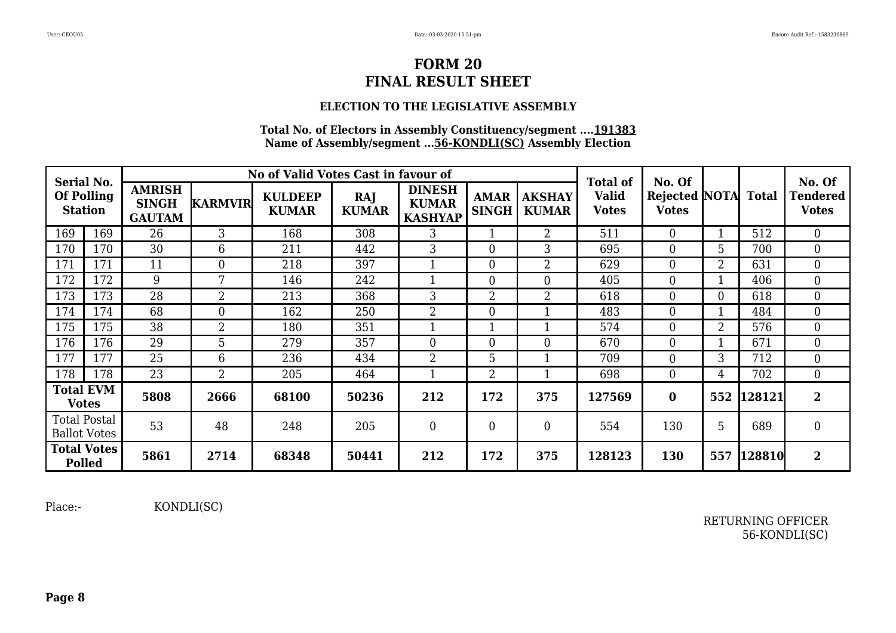# FORM 20
# FINAL RESULT SHEET

### ELECTION TO THE LEGISLATIVE ASSEMBLY

**Total No. of Electors in Assembly Constituency/segment ....191383**
**Name of Assembly/segment ...56-KONDLI(SC) Assembly Election**

| Serial No. Of Polling Station | | No of Valid Votes Cast in favour of | | | | | | | Total of Valid Votes | No. Of Rejected Votes | NOTA | Total | No. Of Tendered Votes |
|---|---|---|---|---|---|---|---|---|---|---|---|---|---|
| | | AMRISH SINGH GAUTAM | KARMVIR | KULDEEP KUMAR | RAJ KUMAR | DINESH KUMAR KASHYAP | AMAR SINGH | AKSHAY KUMAR | | | | | |
| 169 | 169 | 26 | 3 | 168 | 308 | 3 | 1 | 2 | 511 | 0 | 1 | 512 | 0 |
| 170 | 170 | 30 | 6 | 211 | 442 | 3 | 0 | 3 | 695 | 0 | 5 | 700 | 0 |
| 171 | 171 | 11 | 0 | 218 | 397 | 1 | 0 | 2 | 629 | 0 | 2 | 631 | 0 |
| 172 | 172 | 9 | 7 | 146 | 242 | 1 | 0 | 0 | 405 | 0 | 1 | 406 | 0 |
| 173 | 173 | 28 | 2 | 213 | 368 | 3 | 2 | 2 | 618 | 0 | 0 | 618 | 0 |
| 174 | 174 | 68 | 0 | 162 | 250 | 2 | 0 | 1 | 483 | 0 | 1 | 484 | 0 |
| 175 | 175 | 38 | 2 | 180 | 351 | 1 | 1 | 1 | 574 | 0 | 2 | 576 | 0 |
| 176 | 176 | 29 | 5 | 279 | 357 | 0 | 0 | 0 | 670 | 0 | 1 | 671 | 0 |
| 177 | 177 | 25 | 6 | 236 | 434 | 2 | 5 | 1 | 709 | 0 | 3 | 712 | 0 |
| 178 | 178 | 23 | 2 | 205 | 464 | 1 | 2 | 1 | 698 | 0 | 4 | 702 | 0 |
| **Total EVM Votes** | | **5808** | **2666** | **68100** | **50236** | **212** | **172** | **375** | **127569** | **0** | **552** | **128121** | **2** |
| Total Postal Ballot Votes | | 53 | 48 | 248 | 205 | 0 | 0 | 0 | 554 | 130 | 5 | 689 | 0 |
| **Total Votes Polled** | | **5861** | **2714** | **68348** | **50441** | **212** | **172** | **375** | **128123** | **130** | **557** | **128810** | **2** |

Place:- KONDLI(SC)

RETURNING OFFICER
56-KONDLI(SC)